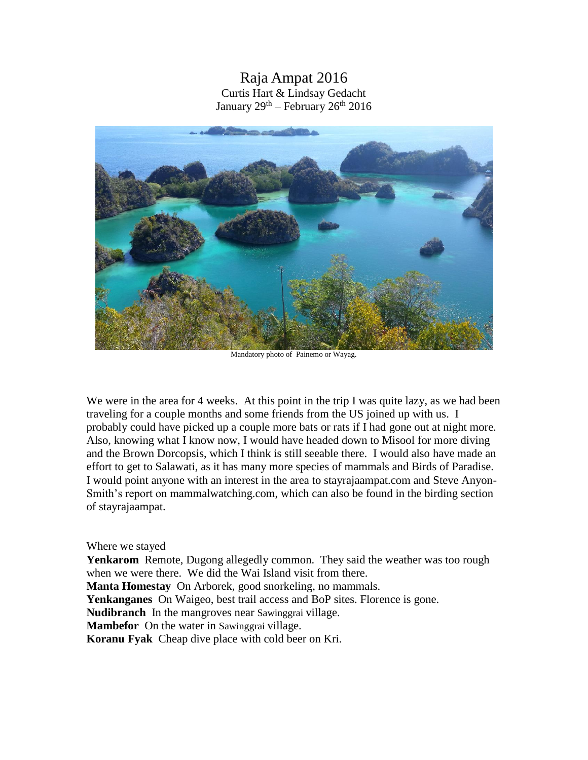# Raja Ampat 2016

Curtis Hart & Lindsay Gedacht

January 29th – February 26th 2016

Mandatory photo of Painemo or Wayag.

We were in the area for 4 weeks. At this point in the trip I was quite lazy, as we had been traveling for a couple months and some friends from the US joined up with us. I probably could have picked up a couple more bats or rats if I had gone out at night more. Also, knowing what I know now, I would have headed down to Misool for more diving and the Brown Dorcopsis, which I think is still seeable there. I would also have made an effort to get to Salawati, as it has many more species of mammals and Birds of Paradise. I would point anyone with an interest in the area to stayrajaampat.com and Steve Anyon-Smith's report on mammalwatching.com, which can also be found in the birding section of stayrajaampat.

Where we stayed

**Yenkarom** Remote, Dugong allegedly common. They said the weather was too rough when we were there. We did the Wai Island visit from there.

**Manta Homestay** On Arborek, good snorkeling, no mammals.

**Yenkanganes** On Waigeo, best trail access and BoP sites. Florence is gone.

**Nudibranch** In the mangroves near Sawinggrai village.

**Mambefor** On the water in Sawinggrai village.

**Koranu Fyak** Cheap dive place with cold beer on Kri.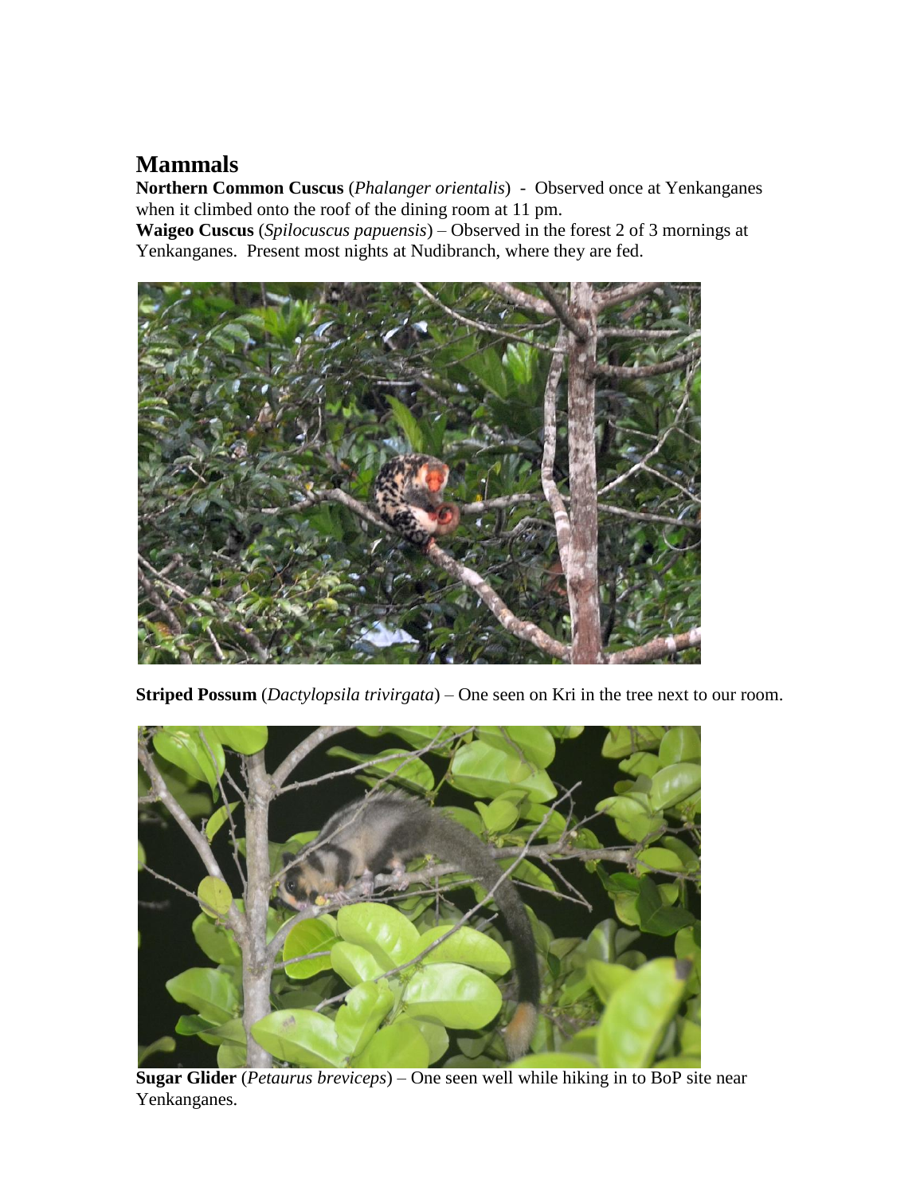## Mammals

**Northern Common Cuscus** (*Phalanger orientalis*) - Observed once at Yenkanganes when it climbed onto the roof of the dining room at 11 pm.

**Waigeo Cuscus** (*Spilocuscus papuensis*) – Observed in the forest 2 of 3 mornings at Yenkanganes. Present most nights at Nudibranch, where they are fed.

**Striped Possum** (*Dactylopsila trivirgata*) – One seen on Kri in the tree next to our room.

**Sugar Glider** (*Petaurus breviceps*) – One seen well while hiking in to BoP site near Yenkanganes.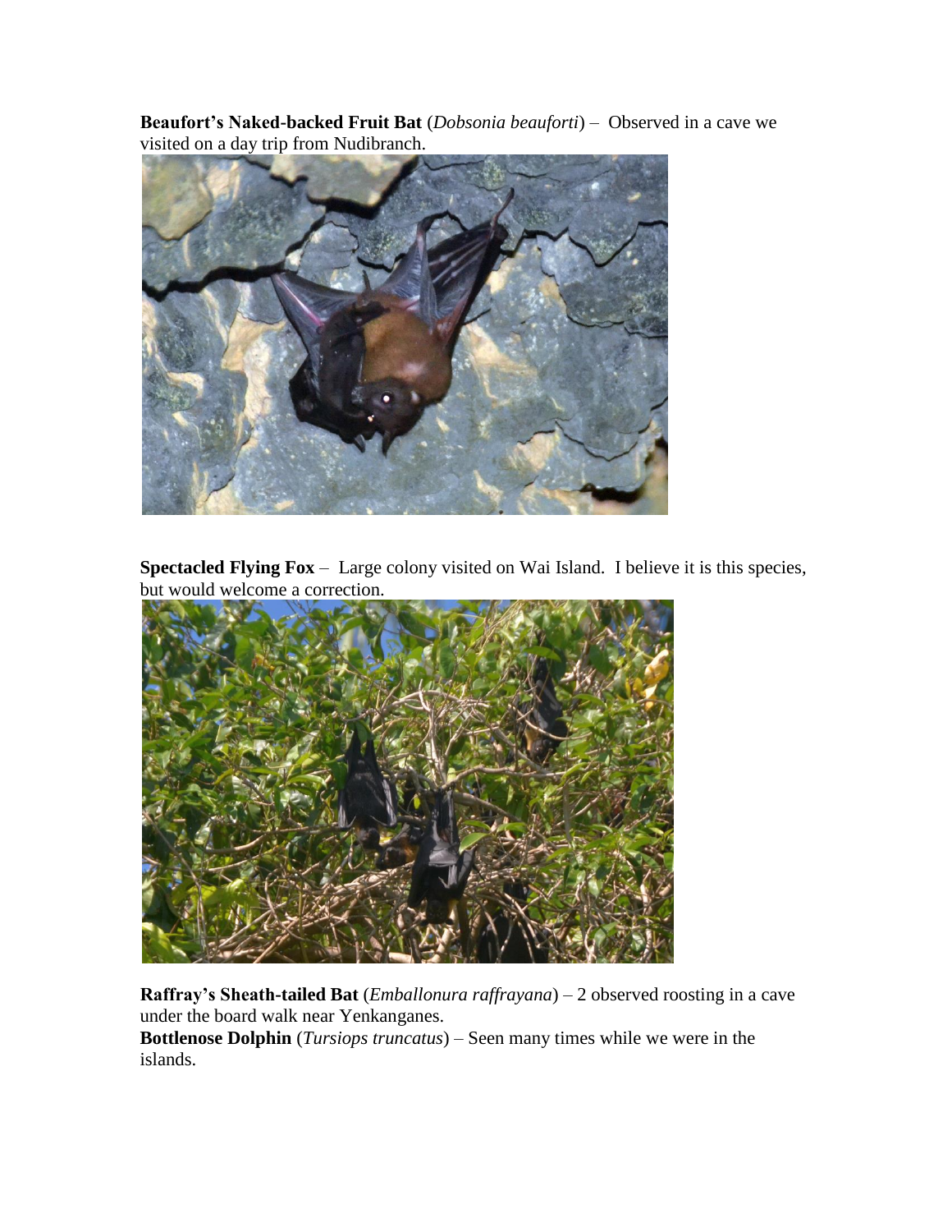**Beaufort's Naked-backed Fruit Bat** (*Dobsonia beauforti*) – Observed in a cave we visited on a day trip from Nudibranch.

**Spectacled Flying Fox** – Large colony visited on Wai Island. I believe it is this species, but would welcome a correction.

**Raffray's Sheath-tailed Bat** (*Emballonura raffrayana*) – 2 observed roosting in a cave under the board walk near Yenkanganes.

**Bottlenose Dolphin** (*Tursiops truncatus*) – Seen many times while we were in the islands.